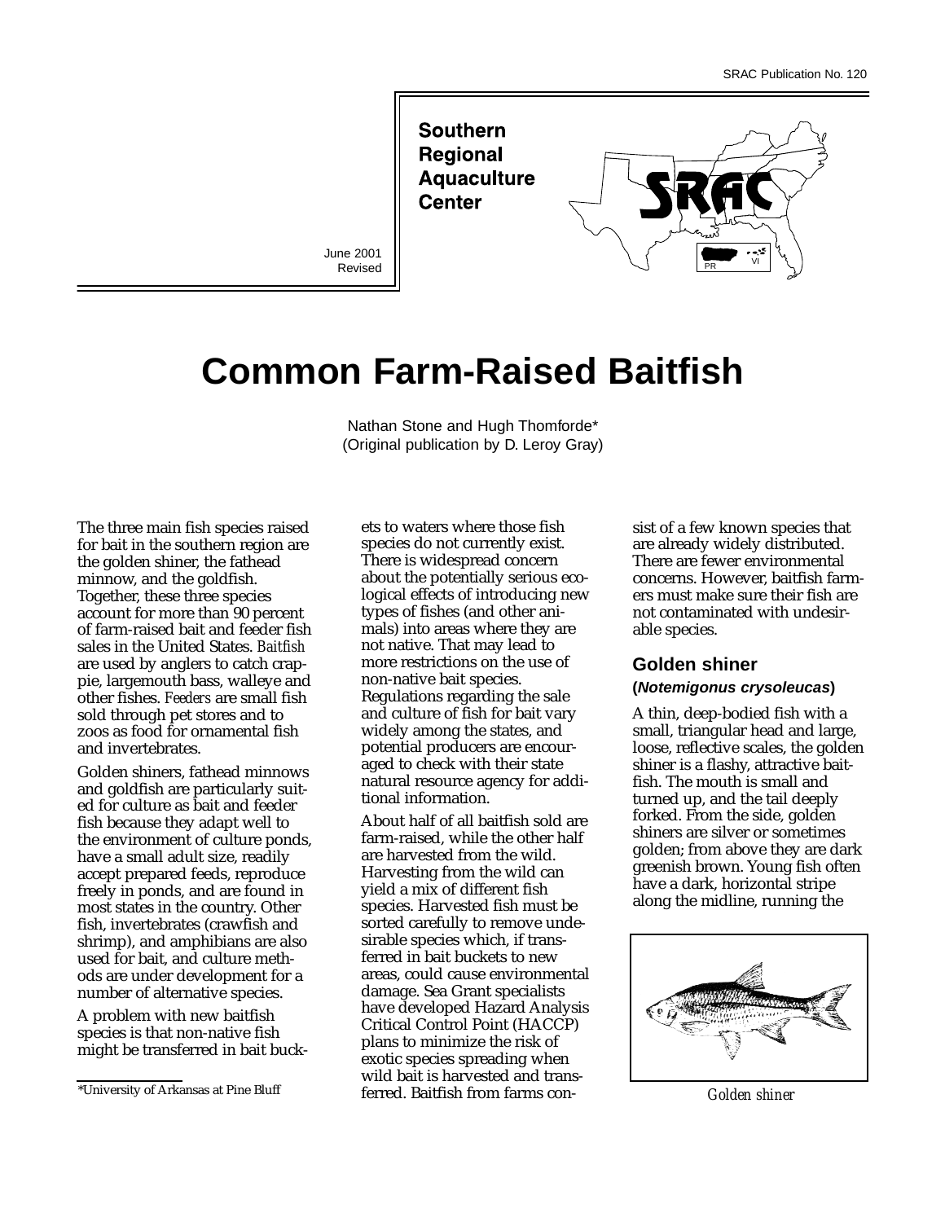SRAC Publication No. 120

**Southern Regional Aquaculture Center**

June 2001
Revised

# Common Farm-Raised Baitfish

Nathan Stone and Hugh Thomforde*
(Original publication by D. Leroy Gray)

The three main fish species raised for bait in the southern region are the golden shiner, the fathead minnow, and the goldfish. Together, these three species account for more than 90 percent of farm-raised bait and feeder fish sales in the United States. *Baitfish* are used by anglers to catch crappie, largemouth bass, walleye and other fishes. *Feeders* are small fish sold through pet stores and to zoos as food for ornamental fish and invertebrates.

Golden shiners, fathead minnows and goldfish are particularly suited for culture as bait and feeder fish because they adapt well to the environment of culture ponds, have a small adult size, readily accept prepared feeds, reproduce freely in ponds, and are found in most states in the country. Other fish, invertebrates (crawfish and shrimp), and amphibians are also used for bait, and culture methods are under development for a number of alternative species.

A problem with new baitfish species is that non-native fish might be transferred in bait buckets to waters where those fish species do not currently exist. There is widespread concern about the potentially serious ecological effects of introducing new types of fishes (and other animals) into areas where they are not native. That may lead to more restrictions on the use of non-native bait species. Regulations regarding the sale and culture of fish for bait vary widely among the states, and potential producers are encouraged to check with their state natural resource agency for additional information.

About half of all baitfish sold are farm-raised, while the other half are harvested from the wild. Harvesting from the wild can yield a mix of different fish species. Harvested fish must be sorted carefully to remove undesirable species which, if transferred in bait buckets to new areas, could cause environmental damage. Sea Grant specialists have developed Hazard Analysis Critical Control Point (HACCP) plans to minimize the risk of exotic species spreading when wild bait is harvested and transferred. Baitfish from farms consist of a few known species that are already widely distributed. There are fewer environmental concerns. However, baitfish farmers must make sure their fish are not contaminated with undesirable species.

## Golden shiner

**(*Notemigonus crysoleucas*)**

A thin, deep-bodied fish with a small, triangular head and large, loose, reflective scales, the golden shiner is a flashy, attractive baitfish. The mouth is small and turned up, and the tail deeply forked. From the side, golden shiners are silver or sometimes golden; from above they are dark greenish brown. Young fish often have a dark, horizontal stripe along the midline, running the

*Golden shiner*

*University of Arkansas at Pine Bluff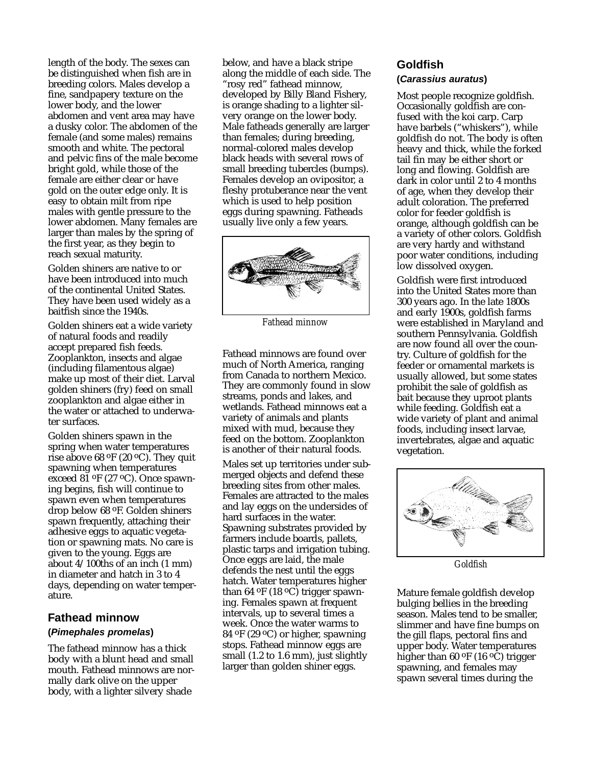length of the body. The sexes can be distinguished when fish are in breeding colors. Males develop a fine, sandpapery texture on the lower body, and the lower abdomen and vent area may have a dusky color. The abdomen of the female (and some males) remains smooth and white. The pectoral and pelvic fins of the male become bright gold, while those of the female are either clear or have gold on the outer edge only. It is easy to obtain milt from ripe males with gentle pressure to the lower abdomen. Many females are larger than males by the spring of the first year, as they begin to reach sexual maturity.

Golden shiners are native to or have been introduced into much of the continental United States. They have been used widely as a baitfish since the 1940s.

Golden shiners eat a wide variety of natural foods and readily accept prepared fish feeds. Zooplankton, insects and algae (including filamentous algae) make up most of their diet. Larval golden shiners (fry) feed on small zooplankton and algae either in the water or attached to underwater surfaces.

Golden shiners spawn in the spring when water temperatures rise above 68 ºF (20 ºC). They quit spawning when temperatures exceed 81 ºF (27 ºC). Once spawning begins, fish will continue to spawn even when temperatures drop below 68 ºF. Golden shiners spawn frequently, attaching their adhesive eggs to aquatic vegetation or spawning mats. No care is given to the young. Eggs are about 4/100ths of an inch (1 mm) in diameter and hatch in 3 to 4 days, depending on water temperature.

## Fathead minnow

**(*Pimephales promelas*)**

The fathead minnow has a thick body with a blunt head and small mouth. Fathead minnows are normally dark olive on the upper body, with a lighter silvery shade below, and have a black stripe along the middle of each side. The "rosy red" fathead minnow, developed by Billy Bland Fishery, is orange shading to a lighter silvery orange on the lower body. Male fatheads generally are larger than females; during breeding, normal-colored males develop black heads with several rows of small breeding tubercles (bumps). Females develop an ovipositor, a fleshy protuberance near the vent which is used to help position eggs during spawning. Fatheads usually live only a few years.

*Fathead minnow*

Fathead minnows are found over much of North America, ranging from Canada to northern Mexico. They are commonly found in slow streams, ponds and lakes, and wetlands. Fathead minnows eat a variety of animals and plants mixed with mud, because they feed on the bottom. Zooplankton is another of their natural foods.

Males set up territories under submerged objects and defend these breeding sites from other males. Females are attracted to the males and lay eggs on the undersides of hard surfaces in the water. Spawning substrates provided by farmers include boards, pallets, plastic tarps and irrigation tubing. Once eggs are laid, the male defends the nest until the eggs hatch. Water temperatures higher than 64 ºF (18 ºC) trigger spawning. Females spawn at frequent intervals, up to several times a week. Once the water warms to 84 ºF (29 ºC) or higher, spawning stops. Fathead minnow eggs are small (1.2 to 1.6 mm), just slightly larger than golden shiner eggs.

## Goldfish

**(*Carassius auratus*)**

Most people recognize goldfish. Occasionally goldfish are confused with the koi carp. Carp have barbels ("whiskers"), while goldfish do not. The body is often heavy and thick, while the forked tail fin may be either short or long and flowing. Goldfish are dark in color until 2 to 4 months of age, when they develop their adult coloration. The preferred color for feeder goldfish is orange, although goldfish can be a variety of other colors. Goldfish are very hardy and withstand poor water conditions, including low dissolved oxygen.

Goldfish were first introduced into the United States more than 300 years ago. In the late 1800s and early 1900s, goldfish farms were established in Maryland and southern Pennsylvania. Goldfish are now found all over the country. Culture of goldfish for the feeder or ornamental markets is usually allowed, but some states prohibit the sale of goldfish as bait because they uproot plants while feeding. Goldfish eat a wide variety of plant and animal foods, including insect larvae, invertebrates, algae and aquatic vegetation.

*Goldfish*

Mature female goldfish develop bulging bellies in the breeding season. Males tend to be smaller, slimmer and have fine bumps on the gill flaps, pectoral fins and upper body. Water temperatures higher than 60 ºF (16 ºC) trigger spawning, and females may spawn several times during the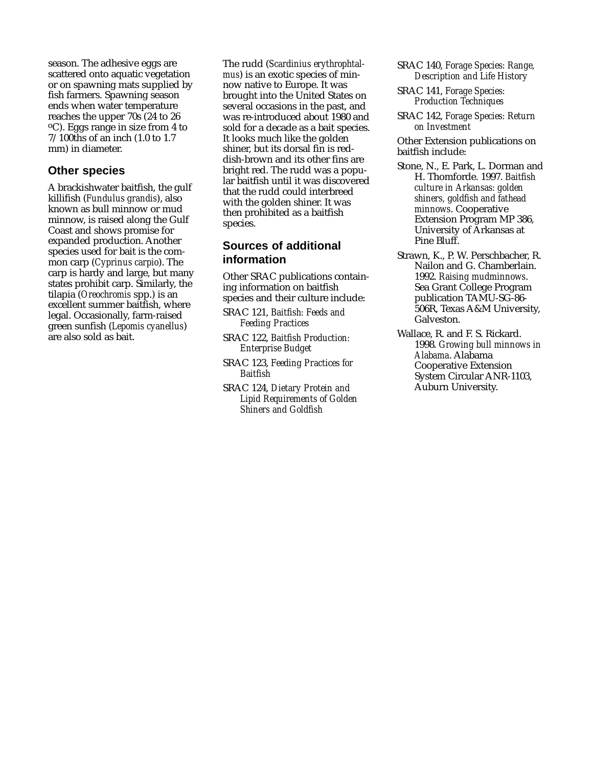season. The adhesive eggs are scattered onto aquatic vegetation or on spawning mats supplied by fish farmers. Spawning season ends when water temperature reaches the upper 70s (24 to 26 ºC). Eggs range in size from 4 to 7/100ths of an inch (1.0 to 1.7 mm) in diameter.

## Other species

A brackishwater baitfish, the gulf killifish (*Fundulus grandis*), also known as bull minnow or mud minnow, is raised along the Gulf Coast and shows promise for expanded production. Another species used for bait is the common carp (*Cyprinus carpio*). The carp is hardy and large, but many states prohibit carp. Similarly, the tilapia (*Oreochromis* spp.) is an excellent summer baitfish, where legal. Occasionally, farm-raised green sunfish (*Lepomis cyanellus*) are also sold as bait.

The rudd (*Scardinius erythrophtalmus*) is an exotic species of minnow native to Europe. It was brought into the United States on several occasions in the past, and was re-introduced about 1980 and sold for a decade as a bait species. It looks much like the golden shiner, but its dorsal fin is reddish-brown and its other fins are bright red. The rudd was a popular baitfish until it was discovered that the rudd could interbreed with the golden shiner. It was then prohibited as a baitfish species.

## Sources of additional information

Other SRAC publications containing information on baitfish species and their culture include:

SRAC 121, *Baitfish: Feeds and Feeding Practices*

SRAC 122, *Baitfish Production: Enterprise Budget*

SRAC 123, *Feeding Practices for Baitfish*

SRAC 124, *Dietary Protein and Lipid Requirements of Golden Shiners and Goldfish*

SRAC 140, *Forage Species: Range, Description and Life History*

SRAC 141, *Forage Species: Production Techniques*

SRAC 142, *Forage Species: Return on Investment*

Other Extension publications on baitfish include:

Stone, N., E. Park, L. Dorman and H. Thomforde. 1997. *Baitfish culture in Arkansas: golden shiners, goldfish and fathead minnows*. Cooperative Extension Program MP 386, University of Arkansas at Pine Bluff.

Strawn, K., P. W. Perschbacher, R. Nailon and G. Chamberlain. 1992. *Raising mudminnows*. Sea Grant College Program publication TAMU-SG-86-506R, Texas A&M University, Galveston.

Wallace, R. and F. S. Rickard. 1998. *Growing bull minnows in Alabama*. Alabama Cooperative Extension System Circular ANR-1103, Auburn University.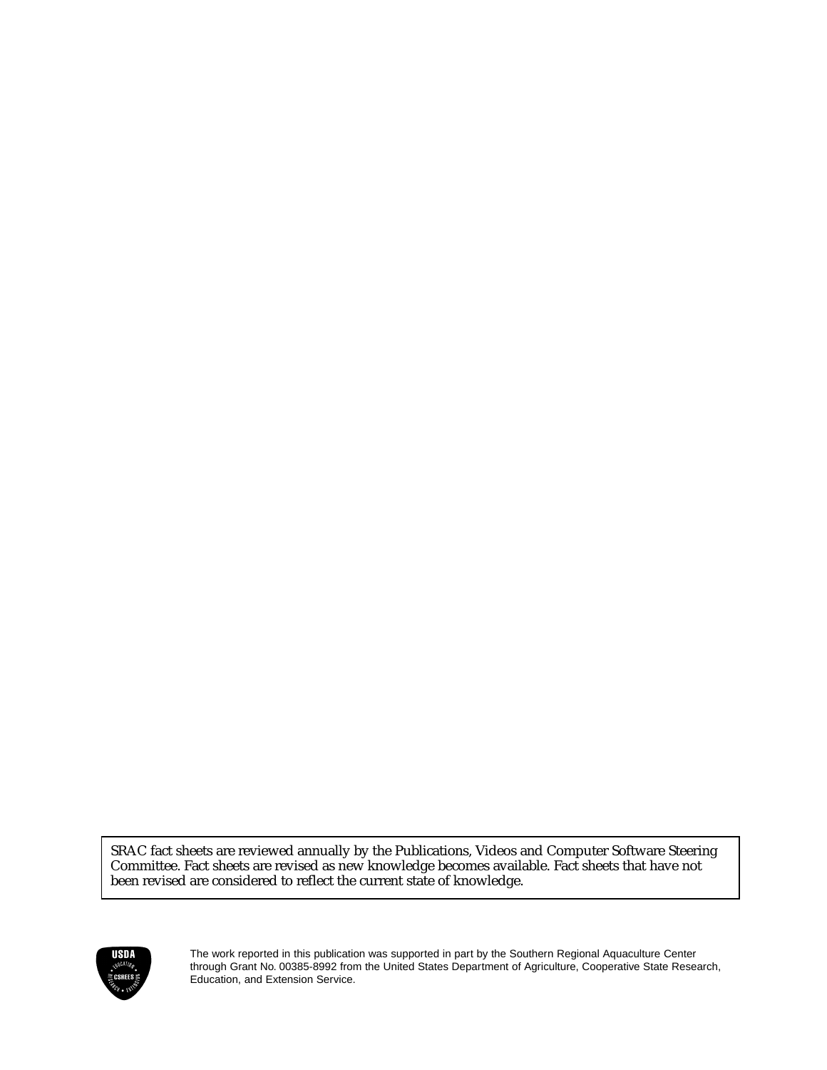SRAC fact sheets are reviewed annually by the Publications, Videos and Computer Software Steering Committee. Fact sheets are revised as new knowledge becomes available. Fact sheets that have not been revised are considered to reflect the current state of knowledge.

The work reported in this publication was supported in part by the Southern Regional Aquaculture Center through Grant No. 00385-8992 from the United States Department of Agriculture, Cooperative State Research, Education, and Extension Service.